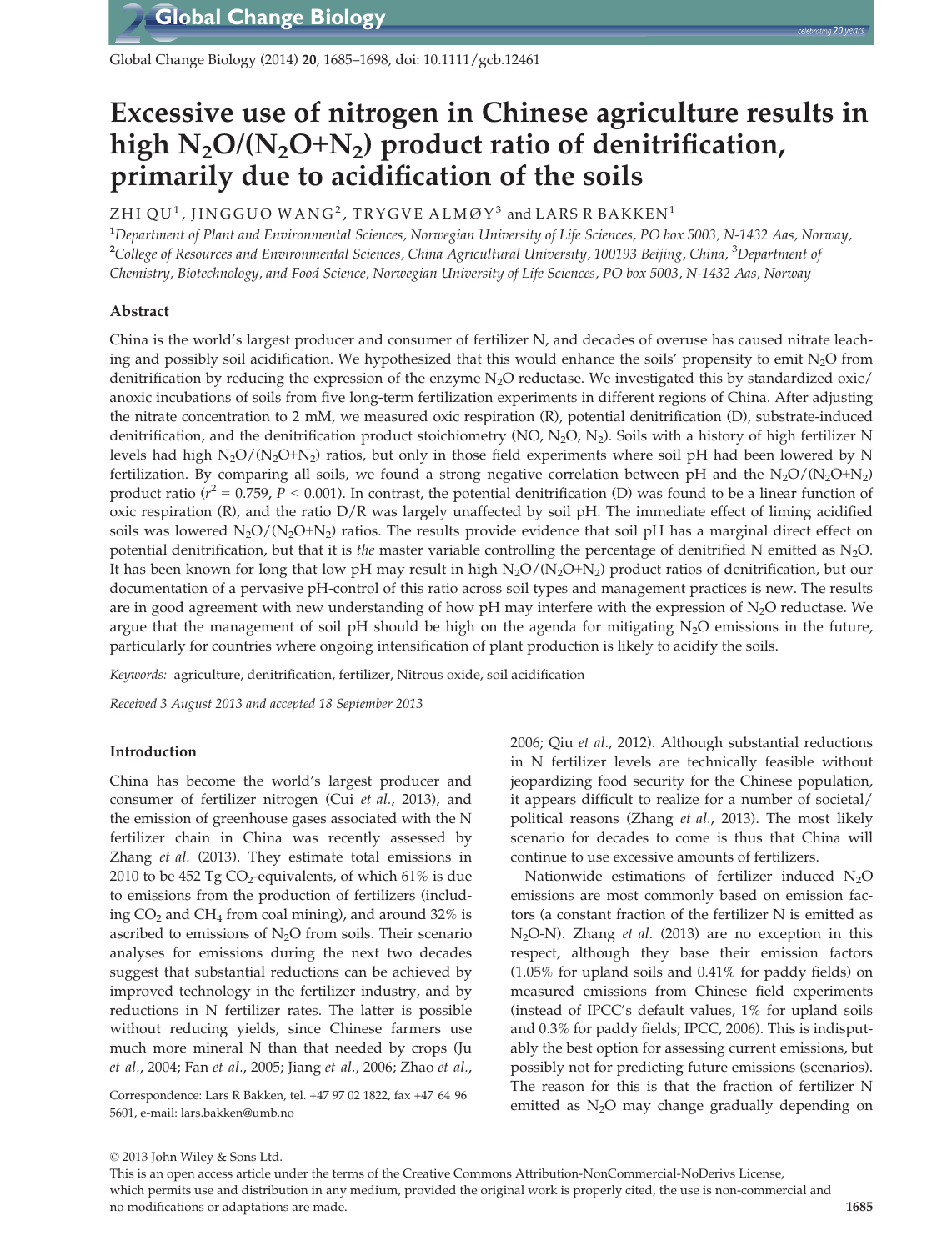# Excessive use of nitrogen in Chinese agriculture results in high $N_2O/(N_2O+N_2)$ product ratio of denitrification, primarily due to acidification of the soils

ZHI QU[1], JINGGUO WANG[2], TRYGVE ALMØY[3] and LARS R BAKKEN[1]

[1]Department of Plant and Environmental Sciences, Norwegian University of Life Sciences, PO box 5003, N-1432 Aas, Norway, [2]College of Resources and Environmental Sciences, China Agricultural University, 100193 Beijing, China, [3]Department of Chemistry, Biotechnology, and Food Science, Norwegian University of Life Sciences, PO box 5003, N-1432 Aas, Norway

## Abstract

China is the world's largest producer and consumer of fertilizer N, and decades of overuse has caused nitrate leaching and possibly soil acidification. We hypothesized that this would enhance the soils' propensity to emit $N_2O$ from denitrification by reducing the expression of the enzyme $N_2O$ reductase. We investigated this by standardized oxic/anoxic incubations of soils from five long-term fertilization experiments in different regions of China. After adjusting the nitrate concentration to 2 mM, we measured oxic respiration (R), potential denitrification (D), substrate-induced denitrification, and the denitrification product stoichiometry (NO, $N_2O$, $N_2$). Soils with a history of high fertilizer N levels had high $N_2O/(N_2O+N_2)$ ratios, but only in those field experiments where soil pH had been lowered by N fertilization. By comparing all soils, we found a strong negative correlation between pH and the $N_2O/(N_2O+N_2)$ product ratio ($r^2 = 0.759$, $P < 0.001$). In contrast, the potential denitrification (D) was found to be a linear function of oxic respiration (R), and the ratio D/R was largely unaffected by soil pH. The immediate effect of liming acidified soils was lowered $N_2O/(N_2O+N_2)$ ratios. The results provide evidence that soil pH has a marginal direct effect on potential denitrification, but that it is *the* master variable controlling the percentage of denitrified N emitted as $N_2O$. It has been known for long that low pH may result in high $N_2O/(N_2O+N_2)$ product ratios of denitrification, but our documentation of a pervasive pH-control of this ratio across soil types and management practices is new. The results are in good agreement with new understanding of how pH may interfere with the expression of $N_2O$ reductase. We argue that the management of soil pH should be high on the agenda for mitigating $N_2O$ emissions in the future, particularly for countries where ongoing intensification of plant production is likely to acidify the soils.

*Keywords:* agriculture, denitrification, fertilizer, Nitrous oxide, soil acidification

*Received 3 August 2013 and accepted 18 September 2013*

## Introduction

China has become the world's largest producer and consumer of fertilizer nitrogen (Cui *et al.*, 2013), and the emission of greenhouse gases associated with the N fertilizer chain in China was recently assessed by Zhang *et al.* (2013). They estimate total emissions in 2010 to be 452 Tg $CO_2$-equivalents, of which 61% is due to emissions from the production of fertilizers (including $CO_2$ and $CH_4$ from coal mining), and around 32% is ascribed to emissions of $N_2O$ from soils. Their scenario analyses for emissions during the next two decades suggest that substantial reductions can be achieved by improved technology in the fertilizer industry, and by reductions in N fertilizer rates. The latter is possible without reducing yields, since Chinese farmers use much more mineral N than that needed by crops (Ju *et al.*, 2004; Fan *et al.*, 2005; Jiang *et al.*, 2006; Zhao *et al.*, 2006; Qiu *et al.*, 2012). Although substantial reductions in N fertilizer levels are technically feasible without jeopardizing food security for the Chinese population, it appears difficult to realize for a number of societal/political reasons (Zhang *et al.*, 2013). The most likely scenario for decades to come is thus that China will continue to use excessive amounts of fertilizers.

Nationwide estimations of fertilizer induced $N_2O$ emissions are most commonly based on emission factors (a constant fraction of the fertilizer N is emitted as $N_2O$-N). Zhang *et al.* (2013) are no exception in this respect, although they base their emission factors (1.05% for upland soils and 0.41% for paddy fields) on measured emissions from Chinese field experiments (instead of IPCC's default values, 1% for upland soils and 0.3% for paddy fields; IPCC, 2006). This is indisputably the best option for assessing current emissions, but possibly not for predicting future emissions (scenarios). The reason for this is that the fraction of fertilizer N emitted as $N_2O$ may change gradually depending on

Correspondence: Lars R Bakken, tel. +47 97 02 1822, fax +47 64 96 5601, e-mail: lars.bakken@umb.no

© 2013 John Wiley & Sons Ltd.
This is an open access article under the terms of the Creative Commons Attribution-NonCommercial-NoDerivs License, which permits use and distribution in any medium, provided the original work is properly cited, the use is non-commercial and no modifications or adaptations are made.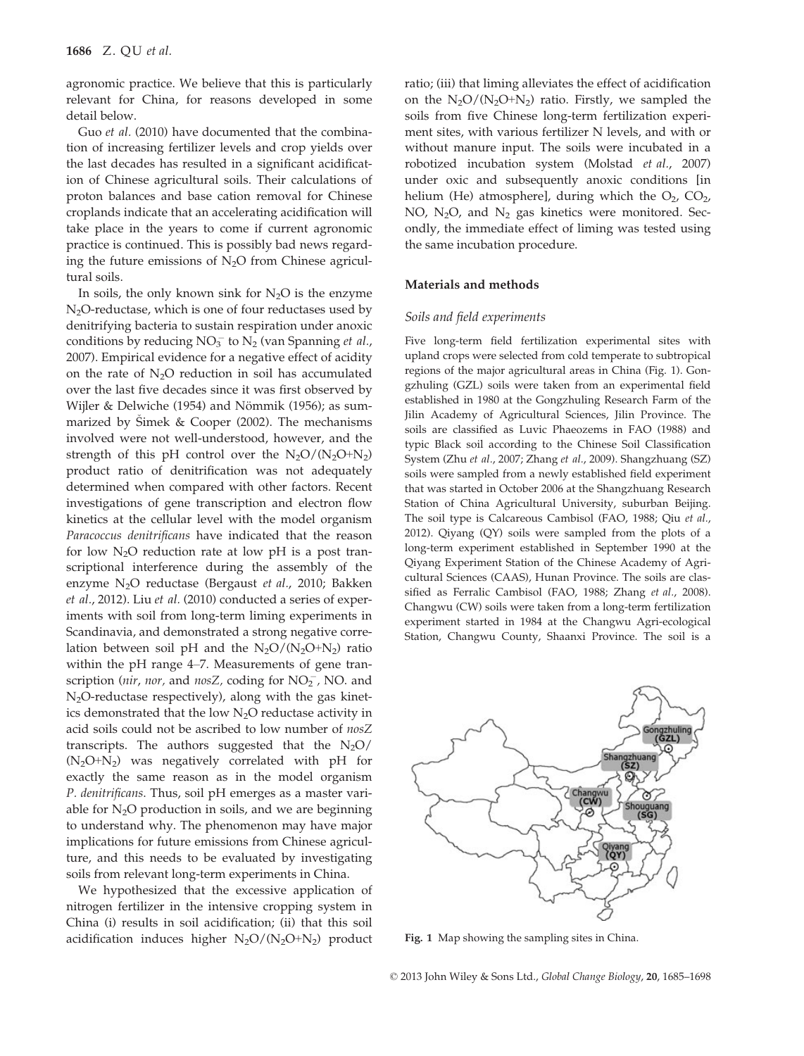agronomic practice. We believe that this is particularly relevant for China, for reasons developed in some detail below.

Guo *et al.* (2010) have documented that the combination of increasing fertilizer levels and crop yields over the last decades has resulted in a significant acidification of Chinese agricultural soils. Their calculations of proton balances and base cation removal for Chinese croplands indicate that an accelerating acidification will take place in the years to come if current agronomic practice is continued. This is possibly bad news regarding the future emissions of $N_2O$ from Chinese agricultural soils.

In soils, the only known sink for $N_2O$ is the enzyme $N_2O$-reductase, which is one of four reductases used by denitrifying bacteria to sustain respiration under anoxic conditions by reducing $NO_3^-$ to $N_2$ (van Spanning *et al.*, 2007). Empirical evidence for a negative effect of acidity on the rate of $N_2O$ reduction in soil has accumulated over the last five decades since it was first observed by Wijler & Delwiche (1954) and Nömmik (1956); as summarized by Šimek & Cooper (2002). The mechanisms involved were not well-understood, however, and the strength of this pH control over the $N_2O/(N_2O+N_2)$ product ratio of denitrification was not adequately determined when compared with other factors. Recent investigations of gene transcription and electron flow kinetics at the cellular level with the model organism *Paracoccus denitrificans* have indicated that the reason for low $N_2O$ reduction rate at low pH is a post transcriptional interference during the assembly of the enzyme $N_2O$ reductase (Bergaust *et al.*, 2010; Bakken *et al.*, 2012). Liu *et al.* (2010) conducted a series of experiments with soil from long-term liming experiments in Scandinavia, and demonstrated a strong negative correlation between soil pH and the $N_2O/(N_2O+N_2)$ ratio within the pH range 4–7. Measurements of gene transcription (*nir*, *nor*, and *nosZ*, coding for $NO_2^-$, NO. and $N_2O$-reductase respectively), along with the gas kinetics demonstrated that the low $N_2O$ reductase activity in acid soils could not be ascribed to low number of *nosZ* transcripts. The authors suggested that the $N_2O/(N_2O+N_2)$ was negatively correlated with pH for exactly the same reason as in the model organism *P. denitrificans*. Thus, soil pH emerges as a master variable for $N_2O$ production in soils, and we are beginning to understand why. The phenomenon may have major implications for future emissions from Chinese agriculture, and this needs to be evaluated by investigating soils from relevant long-term experiments in China.

We hypothesized that the excessive application of nitrogen fertilizer in the intensive cropping system in China (i) results in soil acidification; (ii) that this soil acidification induces higher $N_2O/(N_2O+N_2)$ product ratio; (iii) that liming alleviates the effect of acidification on the $N_2O/(N_2O+N_2)$ ratio. Firstly, we sampled the soils from five Chinese long-term fertilization experiment sites, with various fertilizer N levels, and with or without manure input. The soils were incubated in a robotized incubation system (Molstad *et al.*, 2007) under oxic and subsequently anoxic conditions [in helium (He) atmosphere], during which the $O_2$, $CO_2$, NO, $N_2O$, and $N_2$ gas kinetics were monitored. Secondly, the immediate effect of liming was tested using the same incubation procedure.

## Materials and methods

### Soils and field experiments

Five long-term field fertilization experimental sites with upland crops were selected from cold temperate to subtropical regions of the major agricultural areas in China (Fig. 1). Gongzhuling (GZL) soils were taken from an experimental field established in 1980 at the Gongzhuling Research Farm of the Jilin Academy of Agricultural Sciences, Jilin Province. The soils are classified as Luvic Phaeozems in FAO (1988) and typic Black soil according to the Chinese Soil Classification System (Zhu *et al.*, 2007; Zhang *et al.*, 2009). Shangzhuang (SZ) soils were sampled from a newly established field experiment that was started in October 2006 at the Shangzhuang Research Station of China Agricultural University, suburban Beijing. The soil type is Calcareous Cambisol (FAO, 1988; Qiu *et al.*, 2012). Qiyang (QY) soils were sampled from the plots of a long-term experiment established in September 1990 at the Qiyang Experiment Station of the Chinese Academy of Agricultural Sciences (CAAS), Hunan Province. The soils are classified as Ferralic Cambisol (FAO, 1988; Zhang *et al.*, 2008). Changwu (CW) soils were taken from a long-term fertilization experiment started in 1984 at the Changwu Agri-ecological Station, Changwu County, Shaanxi Province. The soil is a

**Fig. 1** Map showing the sampling sites in China.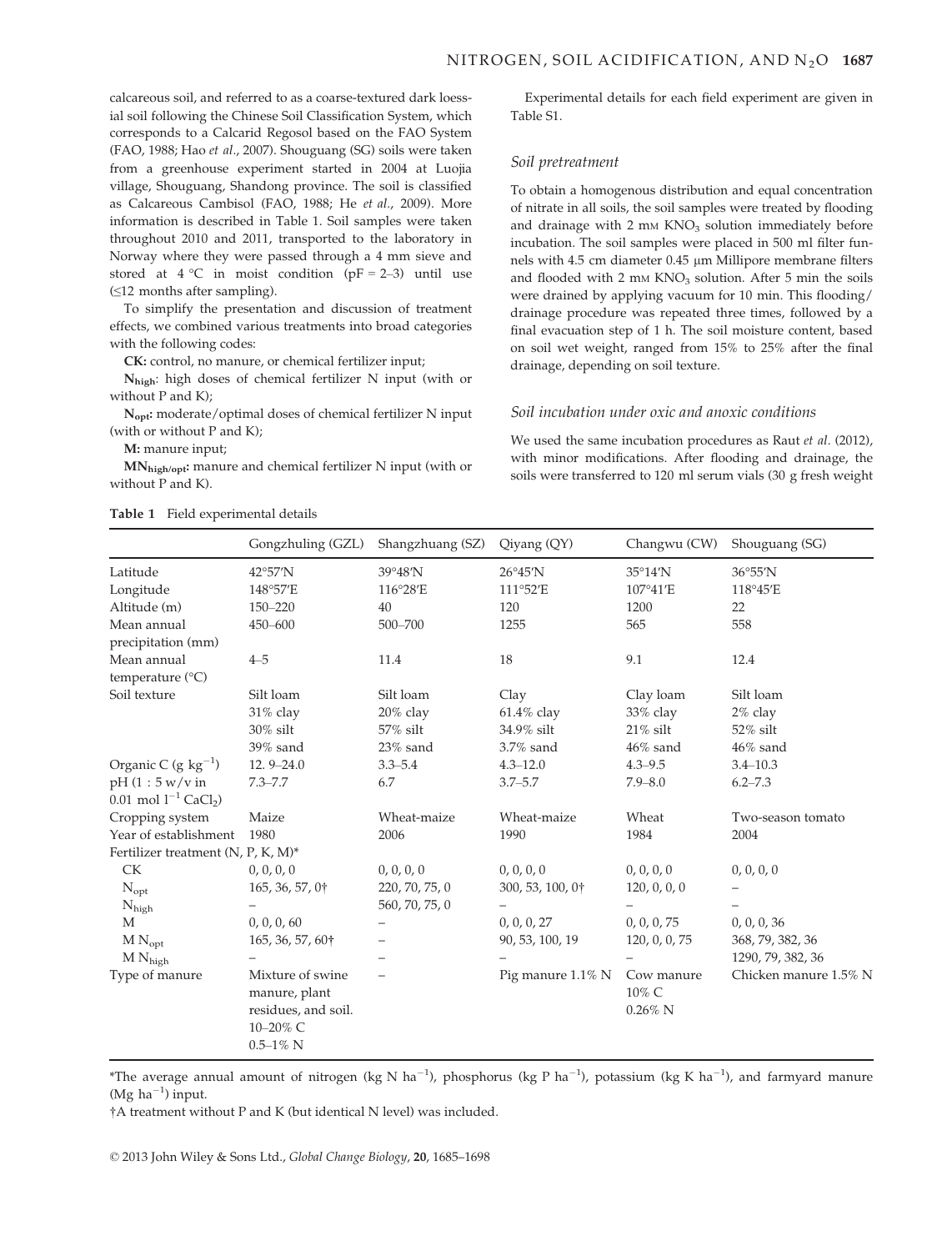calcareous soil, and referred to as a coarse-textured dark loessial soil following the Chinese Soil Classification System, which corresponds to a Calcarid Regosol based on the FAO System (FAO, 1988; Hao *et al.*, 2007). Shouguang (SG) soils were taken from a greenhouse experiment started in 2004 at Luojia village, Shouguang, Shandong province. The soil is classified as Calcareous Cambisol (FAO, 1988; He *et al.*, 2009). More information is described in Table 1. Soil samples were taken throughout 2010 and 2011, transported to the laboratory in Norway where they were passed through a 4 mm sieve and stored at 4 °C in moist condition (pF = 2–3) until use (≤12 months after sampling).

To simplify the presentation and discussion of treatment effects, we combined various treatments into broad categories with the following codes:

**CK:** control, no manure, or chemical fertilizer input;

**$N_{high}$**: high doses of chemical fertilizer N input (with or without P and K);

**$N_{opt}$:** moderate/optimal doses of chemical fertilizer N input (with or without P and K);

**M:** manure input;

**$MN_{high/opt}$:** manure and chemical fertilizer N input (with or without P and K).

**Table 1** Field experimental details

| | Gongzhuling (GZL) | Shangzhuang (SZ) | Qiyang (QY) | Changwu (CW) | Shouguang (SG) |
|---|---|---|---|---|---|
| Latitude | 42°57′N | 39°48′N | 26°45′N | 35°14′N | 36°55′N |
| Longitude | 148°57′E | 116°28′E | 111°52′E | 107°41′E | 118°45′E |
| Altitude (m) | 150–220 | 40 | 120 | 1200 | 22 |
| Mean annual precipitation (mm) | 450–600 | 500–700 | 1255 | 565 | 558 |
| Mean annual temperature (°C) | 4–5 | 11.4 | 18 | 9.1 | 12.4 |
| Soil texture | Silt loam<br>31% clay<br>30% silt<br>39% sand | Silt loam<br>20% clay<br>57% silt<br>23% sand | Clay<br>61.4% clay<br>34.9% silt<br>3.7% sand | Clay loam<br>33% clay<br>21% silt<br>46% sand | Silt loam<br>2% clay<br>52% silt<br>46% sand |
| Organic C (g $kg^{-1}$) | 12. 9–24.0 | 3.3–5.4 | 4.3–12.0 | 4.3–9.5 | 3.4–10.3 |
| pH (1 : 5 w/v in 0.01 mol $l^{-1}$ $CaCl_2$) | 7.3–7.7 | 6.7 | 3.7–5.7 | 7.9–8.0 | 6.2–7.3 |
| Cropping system | Maize | Wheat-maize | Wheat-maize | Wheat | Two-season tomato |
| Year of establishment | 1980 | 2006 | 1990 | 1984 | 2004 |
| Fertilizer treatment (N, P, K, M)* | | | | | |
| CK | 0, 0, 0, 0 | 0, 0, 0, 0 | 0, 0, 0, 0 | 0, 0, 0, 0 | 0, 0, 0, 0 |
| $N_{opt}$ | 165, 36, 57, 0† | 220, 70, 75, 0 | 300, 53, 100, 0† | 120, 0, 0, 0 | – |
| $N_{high}$ | – | 560, 70, 75, 0 | – | – | – |
| M | 0, 0, 0, 60 | – | 0, 0, 0, 27 | 0, 0, 0, 75 | 0, 0, 0, 36 |
| M $N_{opt}$ | 165, 36, 57, 60† | – | 90, 53, 100, 19 | 120, 0, 0, 75 | 368, 79, 382, 36 |
| M $N_{high}$ | – | – | – | – | 1290, 79, 382, 36 |
| Type of manure | Mixture of swine manure, plant residues, and soil.<br>10–20% C<br>0.5–1% N | – | Pig manure 1.1% N | Cow manure<br>10% C<br>0.26% N | Chicken manure 1.5% N |

*The average annual amount of nitrogen (kg N $ha^{-1}$), phosphorus (kg P $ha^{-1}$), potassium (kg K $ha^{-1}$), and farmyard manure (Mg $ha^{-1}$) input.

†A treatment without P and K (but identical N level) was included.

Experimental details for each field experiment are given in Table S1.

### Soil pretreatment

To obtain a homogenous distribution and equal concentration of nitrate in all soils, the soil samples were treated by flooding and drainage with 2 mM $KNO_3$ solution immediately before incubation. The soil samples were placed in 500 ml filter funnels with 4.5 cm diameter 0.45 μm Millipore membrane filters and flooded with 2 mM $KNO_3$ solution. After 5 min the soils were drained by applying vacuum for 10 min. This flooding/drainage procedure was repeated three times, followed by a final evacuation step of 1 h. The soil moisture content, based on soil wet weight, ranged from 15% to 25% after the final drainage, depending on soil texture.

### Soil incubation under oxic and anoxic conditions

We used the same incubation procedures as Raut *et al.* (2012), with minor modifications. After flooding and drainage, the soils were transferred to 120 ml serum vials (30 g fresh weight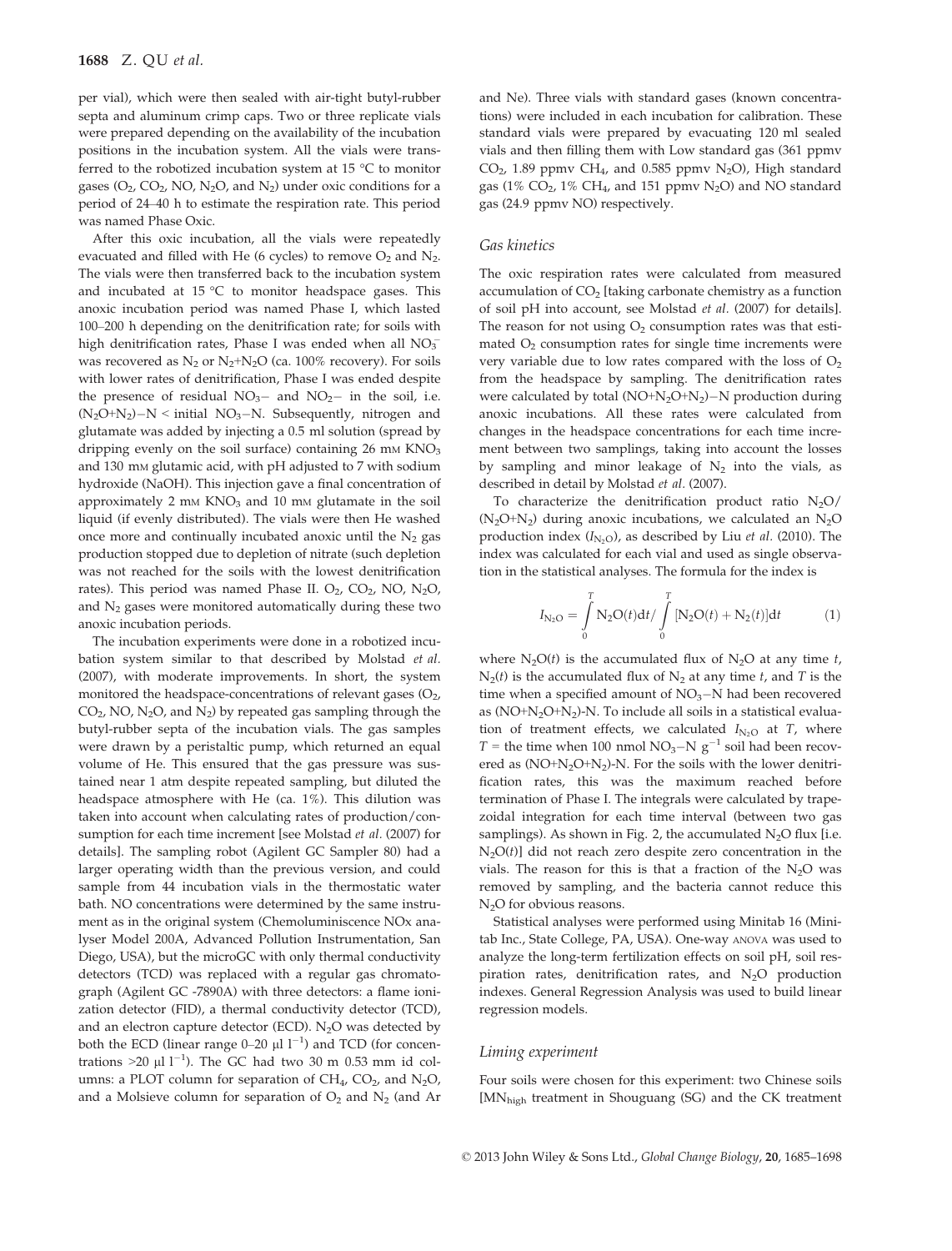per vial), which were then sealed with air-tight butyl-rubber septa and aluminum crimp caps. Two or three replicate vials were prepared depending on the availability of the incubation positions in the incubation system. All the vials were transferred to the robotized incubation system at 15 °C to monitor gases ($O_2$, $CO_2$, NO, $N_2O$, and $N_2$) under oxic conditions for a period of 24–40 h to estimate the respiration rate. This period was named Phase Oxic.

After this oxic incubation, all the vials were repeatedly evacuated and filled with He (6 cycles) to remove $O_2$ and $N_2$. The vials were then transferred back to the incubation system and incubated at 15 °C to monitor headspace gases. This anoxic incubation period was named Phase I, which lasted 100–200 h depending on the denitrification rate; for soils with high denitrification rates, Phase I was ended when all $NO_3^-$ was recovered as $N_2$ or $N_2$+$N_2O$ (ca. 100% recovery). For soils with lower rates of denitrification, Phase I was ended despite the presence of residual $NO_3-$ and $NO_2-$ in the soil, i.e. ($N_2O$+$N_2$)−N < initial $NO_3$−N. Subsequently, nitrogen and glutamate was added by injecting a 0.5 ml solution (spread by dripping evenly on the soil surface) containing 26 mM $KNO_3$ and 130 mM glutamic acid, with pH adjusted to 7 with sodium hydroxide (NaOH). This injection gave a final concentration of approximately 2 mM $KNO_3$ and 10 mM glutamate in the soil liquid (if evenly distributed). The vials were then He washed once more and continually incubated anoxic until the $N_2$ gas production stopped due to depletion of nitrate (such depletion was not reached for the soils with the lowest denitrification rates). This period was named Phase II. $O_2$, $CO_2$, NO, $N_2O$, and $N_2$ gases were monitored automatically during these two anoxic incubation periods.

The incubation experiments were done in a robotized incubation system similar to that described by Molstad *et al.* (2007), with moderate improvements. In short, the system monitored the headspace-concentrations of relevant gases ($O_2$, $CO_2$, NO, $N_2O$, and $N_2$) by repeated gas sampling through the butyl-rubber septa of the incubation vials. The gas samples were drawn by a peristaltic pump, which returned an equal volume of He. This ensured that the gas pressure was sustained near 1 atm despite repeated sampling, but diluted the headspace atmosphere with He (ca. 1%). This dilution was taken into account when calculating rates of production/consumption for each time increment [see Molstad *et al.* (2007) for details]. The sampling robot (Agilent GC Sampler 80) had a larger operating width than the previous version, and could sample from 44 incubation vials in the thermostatic water bath. NO concentrations were determined by the same instrument as in the original system (Chemoluminiscence NOx analyser Model 200A, Advanced Pollution Instrumentation, San Diego, USA), but the microGC with only thermal conductivity detectors (TCD) was replaced with a regular gas chromatograph (Agilent GC -7890A) with three detectors: a flame ionization detector (FID), a thermal conductivity detector (TCD), and an electron capture detector (ECD). $N_2O$ was detected by both the ECD (linear range 0–20 μl $l^{-1}$) and TCD (for concentrations >20 μl $l^{-1}$). The GC had two 30 m 0.53 mm id columns: a PLOT column for separation of $CH_4$, $CO_2$, and $N_2O$, and a Molsieve column for separation of $O_2$ and $N_2$ (and Ar and Ne). Three vials with standard gases (known concentrations) were included in each incubation for calibration. These standard vials were prepared by evacuating 120 ml sealed vials and then filling them with Low standard gas (361 ppmv $CO_2$, 1.89 ppmv $CH_4$, and 0.585 ppmv $N_2O$), High standard gas (1% $CO_2$, 1% $CH_4$, and 151 ppmv $N_2O$) and NO standard gas (24.9 ppmv NO) respectively.

### Gas kinetics

The oxic respiration rates were calculated from measured accumulation of $CO_2$ [taking carbonate chemistry as a function of soil pH into account, see Molstad *et al.* (2007) for details]. The reason for not using $O_2$ consumption rates was that estimated $O_2$ consumption rates for single time increments were very variable due to low rates compared with the loss of $O_2$ from the headspace by sampling. The denitrification rates were calculated by total (NO+$N_2O$+$N_2$)−N production during anoxic incubations. All these rates were calculated from changes in the headspace concentrations for each time increment between two samplings, taking into account the losses by sampling and minor leakage of $N_2$ into the vials, as described in detail by Molstad *et al.* (2007).

To characterize the denitrification product ratio $N_2O$/($N_2O$+$N_2$) during anoxic incubations, we calculated an $N_2O$ production index ($I_{N_2O}$), as described by Liu *et al.* (2010). The index was calculated for each vial and used as single observation in the statistical analyses. The formula for the index is

$$I_{N_2O} = \int_0^T N_2O(t)dt / \int_0^T [N_2O(t) + N_2(t)]dt \qquad (1)$$

where $N_2O(t)$ is the accumulated flux of $N_2O$ at any time $t$, $N_2(t)$ is the accumulated flux of $N_2$ at any time $t$, and $T$ is the time when a specified amount of $NO_3$−N had been recovered as (NO+$N_2O$+$N_2$)-N. To include all soils in a statistical evaluation of treatment effects, we calculated $I_{N_2O}$ at $T$, where $T$ = the time when 100 nmol $NO_3$−N $g^{-1}$ soil had been recovered as (NO+$N_2O$+$N_2$)-N. For the soils with the lower denitrification rates, this was the maximum reached before termination of Phase I. The integrals were calculated by trapezoidal integration for each time interval (between two gas samplings). As shown in Fig. 2, the accumulated $N_2O$ flux [i.e. $N_2O(t)$] did not reach zero despite zero concentration in the vials. The reason for this is that a fraction of the $N_2O$ was removed by sampling, and the bacteria cannot reduce this $N_2O$ for obvious reasons.

Statistical analyses were performed using Minitab 16 (Minitab Inc., State College, PA, USA). One-way ANOVA was used to analyze the long-term fertilization effects on soil pH, soil respiration rates, denitrification rates, and $N_2O$ production indexes. General Regression Analysis was used to build linear regression models.

### Liming experiment

Four soils were chosen for this experiment: two Chinese soils [$MN_{high}$ treatment in Shouguang (SG) and the CK treatment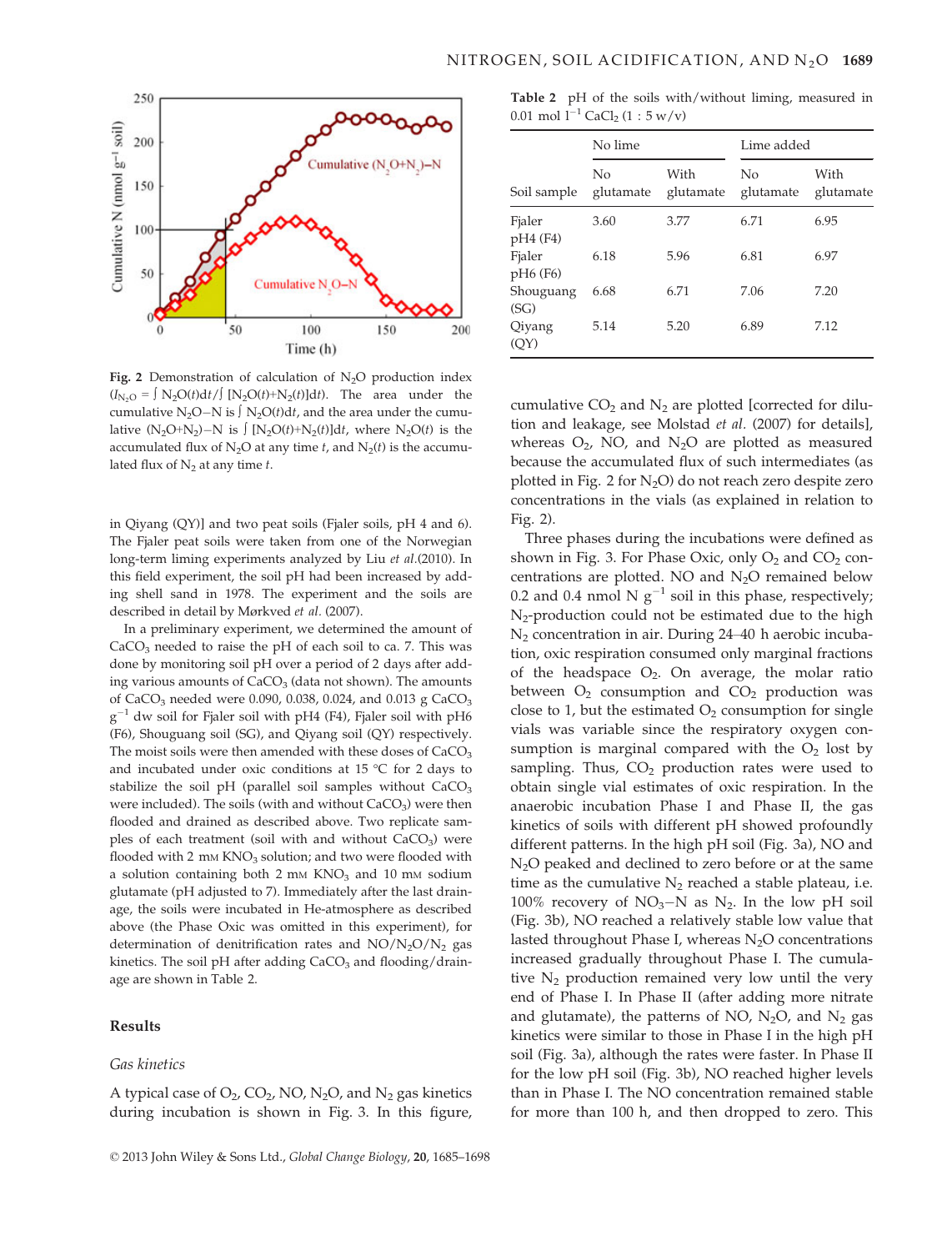Fig. 2 Demonstration of calculation of $N_2O$ production index ($I_{N_2O} = \int N_2O(t)dt / \int [N_2O(t)+N_2(t)]dt$). The area under the cumulative $N_2O$–N is $\int N_2O(t)dt$, and the area under the cumulative ($N_2O$+$N_2$)–N is $\int [N_2O(t)+N_2(t)]dt$, where $N_2O(t)$ is the accumulated flux of $N_2O$ at any time $t$, and $N_2(t)$ is the accumulated flux of $N_2$ at any time $t$.

in Qiyang (QY)] and two peat soils (Fjaler soils, pH 4 and 6). The Fjaler peat soils were taken from one of the Norwegian long-term liming experiments analyzed by Liu *et al.*(2010). In this field experiment, the soil pH had been increased by adding shell sand in 1978. The experiment and the soils are described in detail by Mørkved *et al.* (2007).

In a preliminary experiment, we determined the amount of $CaCO_3$ needed to raise the pH of each soil to ca. 7. This was done by monitoring soil pH over a period of 2 days after adding various amounts of $CaCO_3$ (data not shown). The amounts of $CaCO_3$ needed were 0.090, 0.038, 0.024, and 0.013 g $CaCO_3$ $g^{-1}$ dw soil for Fjaler soil with pH4 (F4), Fjaler soil with pH6 (F6), Shouguang soil (SG), and Qiyang soil (QY) respectively. The moist soils were then amended with these doses of $CaCO_3$ and incubated under oxic conditions at 15 °C for 2 days to stabilize the soil pH (parallel soil samples without $CaCO_3$ were included). The soils (with and without $CaCO_3$) were then flooded and drained as described above. Two replicate samples of each treatment (soil with and without $CaCO_3$) were flooded with 2 mM $KNO_3$ solution; and two were flooded with a solution containing both 2 mM $KNO_3$ and 10 mM sodium glutamate (pH adjusted to 7). Immediately after the last drainage, the soils were incubated in He-atmosphere as described above (the Phase Oxic was omitted in this experiment), for determination of denitrification rates and NO/$N_2O$/$N_2$ gas kinetics. The soil pH after adding $CaCO_3$ and flooding/drainage are shown in Table 2.

## Results

### *Gas kinetics*

A typical case of $O_2$, $CO_2$, NO, $N_2O$, and $N_2$ gas kinetics during incubation is shown in Fig. 3. In this figure, cumulative $CO_2$ and $N_2$ are plotted [corrected for dilution and leakage, see Molstad *et al.* (2007) for details], whereas $O_2$, NO, and $N_2O$ are plotted as measured because the accumulated flux of such intermediates (as plotted in Fig. 2 for $N_2O$) do not reach zero despite zero concentrations in the vials (as explained in relation to Fig. 2).

Table 2 pH of the soils with/without liming, measured in 0.01 mol $l^{-1}$ $CaCl_2$ (1 : 5 w/v)

| | No lime | | Lime added | |
|---|---|---|---|---|
| Soil sample | No glutamate | With glutamate | No glutamate | With glutamate |
| Fjaler pH4 (F4) | 3.60 | 3.77 | 6.71 | 6.95 |
| Fjaler pH6 (F6) | 6.18 | 5.96 | 6.81 | 6.97 |
| Shouguang (SG) | 6.68 | 6.71 | 7.06 | 7.20 |
| Qiyang (QY) | 5.14 | 5.20 | 6.89 | 7.12 |

Three phases during the incubations were defined as shown in Fig. 3. For Phase Oxic, only $O_2$ and $CO_2$ concentrations are plotted. NO and $N_2O$ remained below 0.2 and 0.4 nmol N $g^{-1}$ soil in this phase, respectively; $N_2$-production could not be estimated due to the high $N_2$ concentration in air. During 24–40 h aerobic incubation, oxic respiration consumed only marginal fractions of the headspace $O_2$. On average, the molar ratio between $O_2$ consumption and $CO_2$ production was close to 1, but the estimated $O_2$ consumption for single vials was variable since the respiratory oxygen consumption is marginal compared with the $O_2$ lost by sampling. Thus, $CO_2$ production rates were used to obtain single vial estimates of oxic respiration. In the anaerobic incubation Phase I and Phase II, the gas kinetics of soils with different pH showed profoundly different patterns. In the high pH soil (Fig. 3a), NO and $N_2O$ peaked and declined to zero before or at the same time as the cumulative $N_2$ reached a stable plateau, i.e. 100% recovery of $NO_3$–N as $N_2$. In the low pH soil (Fig. 3b), NO reached a relatively stable low value that lasted throughout Phase I, whereas $N_2O$ concentrations increased gradually throughout Phase I. The cumulative $N_2$ production remained very low until the very end of Phase I. In Phase II (after adding more nitrate and glutamate), the patterns of NO, $N_2O$, and $N_2$ gas kinetics were similar to those in Phase I in the high pH soil (Fig. 3a), although the rates were faster. In Phase II for the low pH soil (Fig. 3b), NO reached higher levels than in Phase I. The NO concentration remained stable for more than 100 h, and then dropped to zero. This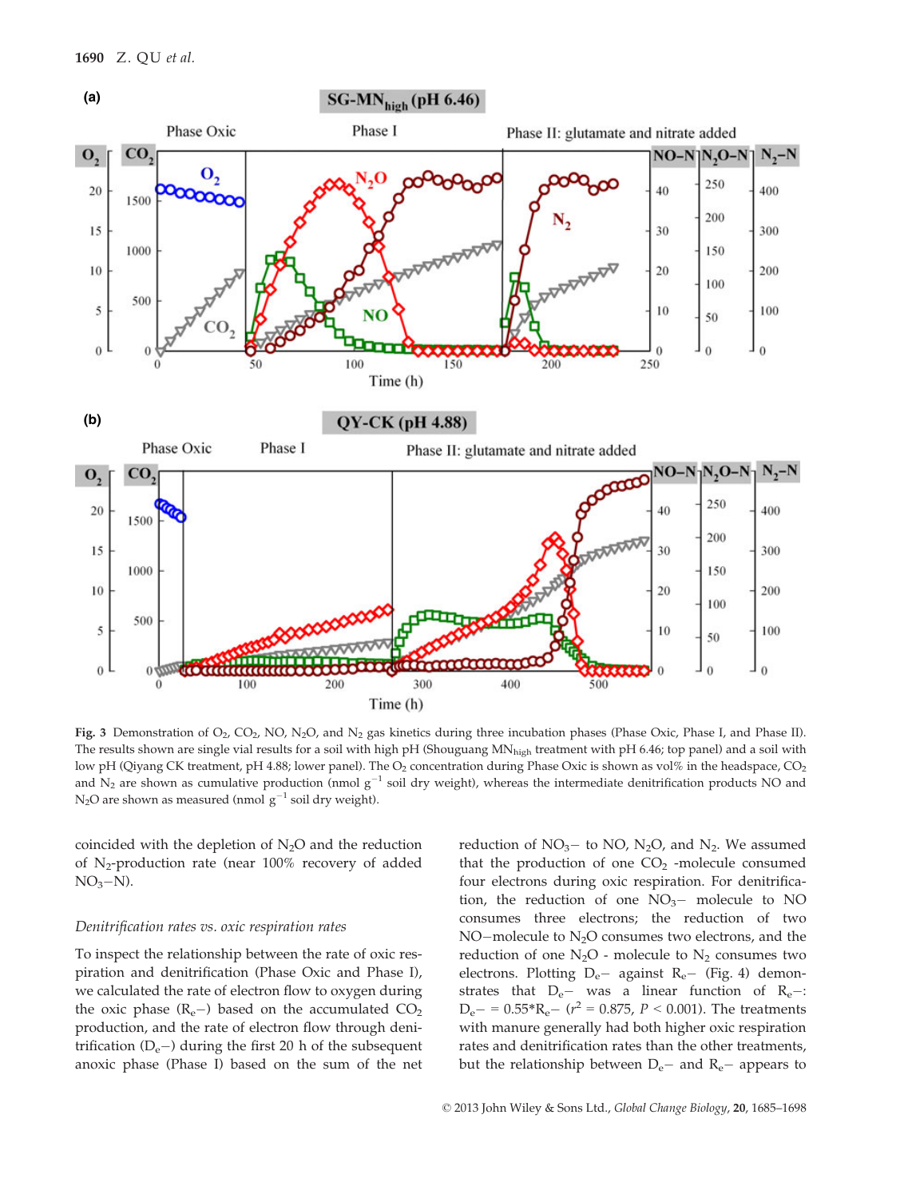Fig. 3 Demonstration of $O_2$, $CO_2$, NO, $N_2O$, and $N_2$ gas kinetics during three incubation phases (Phase Oxic, Phase I, and Phase II). The results shown are single vial results for a soil with high pH (Shouguang $MN_{high}$ treatment with pH 6.46; top panel) and a soil with low pH (Qiyang CK treatment, pH 4.88; lower panel). The $O_2$ concentration during Phase Oxic is shown as vol% in the headspace, $CO_2$ and $N_2$ are shown as cumulative production (nmol $g^{-1}$ soil dry weight), whereas the intermediate denitrification products NO and $N_2O$ are shown as measured (nmol $g^{-1}$ soil dry weight).

coincided with the depletion of $N_2O$ and the reduction of $N_2$-production rate (near 100% recovery of added $NO_3$−N).

*Denitrification rates vs. oxic respiration rates*

To inspect the relationship between the rate of oxic respiration and denitrification (Phase Oxic and Phase I), we calculated the rate of electron flow to oxygen during the oxic phase ($R_e$−) based on the accumulated $CO_2$ production, and the rate of electron flow through denitrification ($D_e$−) during the first 20 h of the subsequent anoxic phase (Phase I) based on the sum of the net reduction of $NO_3$− to NO, $N_2O$, and $N_2$. We assumed that the production of one $CO_2$ -molecule consumed four electrons during oxic respiration. For denitrification, the reduction of one $NO_3$− molecule to NO consumes three electrons; the reduction of two NO−molecule to $N_2O$ consumes two electrons, and the reduction of one $N_2O$ - molecule to $N_2$ consumes two electrons. Plotting $D_e$− against $R_e$− (Fig. 4) demonstrates that $D_e$− was a linear function of $R_e$−: $D_e$− = 0.55*$R_e$− ($r^2$ = 0.875, $P$ < 0.001). The treatments with manure generally had both higher oxic respiration rates and denitrification rates than the other treatments, but the relationship between $D_e$− and $R_e$− appears to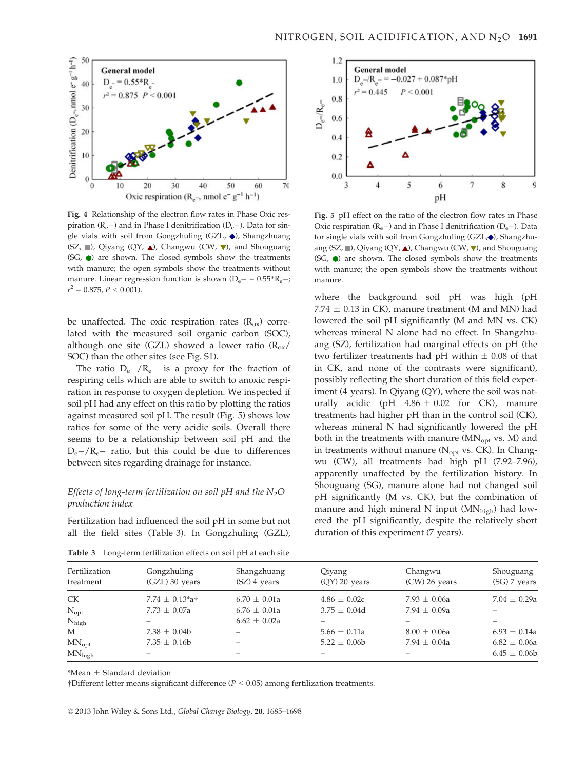Fig. 4 Relationship of the electron flow rates in Phase Oxic respiration ($R_e-$) and in Phase I denitrification ($D_e-$). Data for single vials with soil from Gongzhuling (GZL, ◆), Shangzhuang (SZ, ■), Qiyang (QY, ▲), Changwu (CW, ▼), and Shouguang (SG, ●) are shown. The closed symbols show the treatments with manure; the open symbols show the treatments without manure. Linear regression function is shown ($D_e- = 0.55{*}R_e-$; $r^2 = 0.875$, $P < 0.001$).

Fig. 5 pH effect on the ratio of the electron flow rates in Phase Oxic respiration ($R_e-$) and in Phase I denitrification ($D_e-$). Data for single vials with soil from Gongzhuling (GZL,◆), Shangzhuang (SZ, ■), Qiyang (QY, ▲), Changwu (CW, ▼), and Shouguang (SG, ●) are shown. The closed symbols show the treatments with manure; the open symbols show the treatments without manure.

be unaffected. The oxic respiration rates ($R_{ox}$) correlated with the measured soil organic carbon (SOC), although one site (GZL) showed a lower ratio ($R_{ox}$/SOC) than the other sites (see Fig. S1).

The ratio $D_e-/R_e-$ is a proxy for the fraction of respiring cells which are able to switch to anoxic respiration in response to oxygen depletion. We inspected if soil pH had any effect on this ratio by plotting the ratios against measured soil pH. The result (Fig. 5) shows low ratios for some of the very acidic soils. Overall there seems to be a relationship between soil pH and the $D_e-/R_e-$ ratio, but this could be due to differences between sites regarding drainage for instance.

### *Effects of long-term fertilization on soil pH and the $N_2O$ production index*

Fertilization had influenced the soil pH in some but not all the field sites (Table 3). In Gongzhuling (GZL), where the background soil pH was high (pH $7.74 \pm 0.13$ in CK), manure treatment (M and MN) had lowered the soil pH significantly (M and MN vs. CK) whereas mineral N alone had no effect. In Shangzhuang (SZ), fertilization had marginal effects on pH (the two fertilizer treatments had pH within $\pm$ 0.08 of that in CK, and none of the contrasts were significant), possibly reflecting the short duration of this field experiment (4 years). In Qiyang (QY), where the soil was naturally acidic (pH $4.86 \pm 0.02$ for CK), manure treatments had higher pH than in the control soil (CK), whereas mineral N had significantly lowered the pH both in the treatments with manure ($MN_{opt}$ vs. M) and in treatments without manure ($N_{opt}$ vs. CK). In Changwu (CW), all treatments had high pH (7.92–7.96), apparently unaffected by the fertilization history. In Shouguang (SG), manure alone had not changed soil pH significantly (M vs. CK), but the combination of manure and high mineral N input ($MN_{high}$) had lowered the pH significantly, despite the relatively short duration of this experiment (7 years).

Table 3 Long-term fertilization effects on soil pH at each site

| Fertilization treatment | Gongzhuling (GZL) 30 years | Shangzhuang (SZ) 4 years | Qiyang (QY) 20 years | Changwu (CW) 26 years | Shouguang (SG) 7 years |
|---|---|---|---|---|---|
| CK | 7.74 ± 0.13*a† | 6.70 ± 0.01a | 4.86 ± 0.02c | 7.93 ± 0.06a | 7.04 ± 0.29a |
| $N_{opt}$ | 7.73 ± 0.07a | 6.76 ± 0.01a | 3.75 ± 0.04d | 7.94 ± 0.09a | – |
| $N_{high}$ | – | 6.62 ± 0.02a | – | – | – |
| M | 7.38 ± 0.04b | – | 5.66 ± 0.11a | 8.00 ± 0.06a | 6.93 ± 0.14a |
| $MN_{opt}$ | 7.35 ± 0.16b | – | 5.22 ± 0.06b | 7.94 ± 0.04a | 6.82 ± 0.06a |
| $MN_{high}$ | – | – | – | – | 6.45 ± 0.06b |

*Mean ± Standard deviation

†Different letter means significant difference ($P < 0.05$) among fertilization treatments.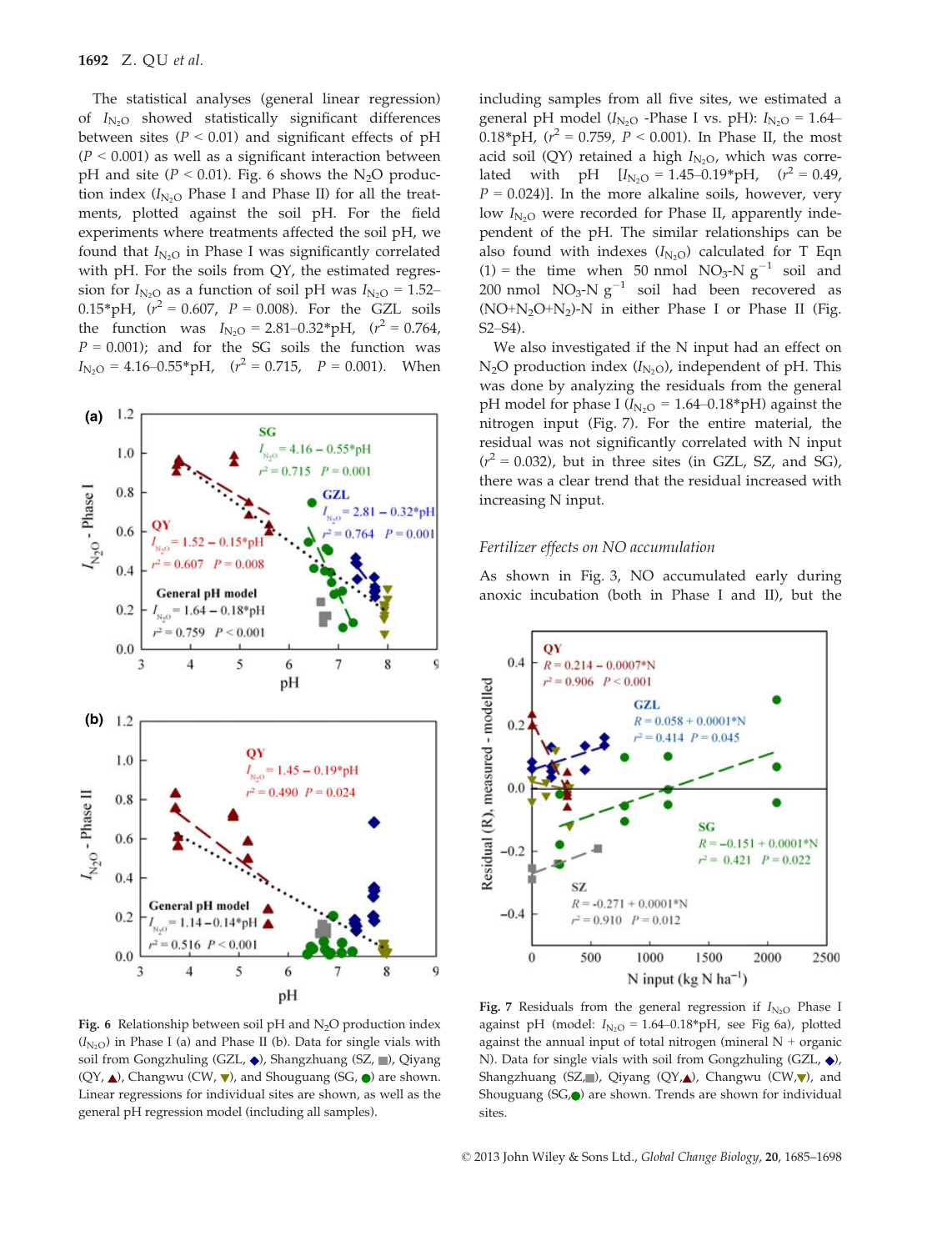The statistical analyses (general linear regression) of $I_{N_2O}$ showed statistically significant differences between sites ($P < 0.01$) and significant effects of pH ($P < 0.001$) as well as a significant interaction between pH and site ($P < 0.01$). Fig. 6 shows the $N_2O$ production index ($I_{N_2O}$ Phase I and Phase II) for all the treatments, plotted against the soil pH. For the field experiments where treatments affected the soil pH, we found that $I_{N_2O}$ in Phase I was significantly correlated with pH. For the soils from QY, the estimated regression for $I_{N_2O}$ as a function of soil pH was $I_{N_2O} = 1.52–0.15*pH$, ($r^2 = 0.607$, $P = 0.008$). For the GZL soils the function was $I_{N_2O} = 2.81–0.32*pH$, ($r^2 = 0.764$, $P = 0.001$); and for the SG soils the function was $I_{N_2O} = 4.16–0.55*pH$, ($r^2 = 0.715$, $P = 0.001$). When including samples from all five sites, we estimated a general pH model ($I_{N_2O}$ -Phase I vs. pH): $I_{N_2O} = 1.64–0.18*pH$, ($r^2 = 0.759$, $P < 0.001$). In Phase II, the most acid soil (QY) retained a high $I_{N_2O}$, which was correlated with pH [$I_{N_2O} = 1.45–0.19*pH$, ($r^2 = 0.49$, $P = 0.024$)]. In the more alkaline soils, however, very low $I_{N_2O}$ were recorded for Phase II, apparently independent of the pH. The similar relationships can be also found with indexes ($I_{N_2O}$) calculated for T Eqn (1) = the time when 50 nmol $NO_3$-N $g^{-1}$ soil and 200 nmol $NO_3$-N $g^{-1}$ soil had been recovered as $(NO+N_2O+N_2)$-N in either Phase I or Phase II (Fig. S2–S4).

We also investigated if the N input had an effect on $N_2O$ production index ($I_{N_2O}$), independent of pH. This was done by analyzing the residuals from the general pH model for phase I ($I_{N_2O} = 1.64–0.18*pH$) against the nitrogen input (Fig. 7). For the entire material, the residual was not significantly correlated with N input ($r^2 = 0.032$), but in three sites (in GZL, SZ, and SG), there was a clear trend that the residual increased with increasing N input.

### Fertilizer effects on NO accumulation

As shown in Fig. 3, NO accumulated early during anoxic incubation (both in Phase I and II), but the

**Fig. 6** Relationship between soil pH and $N_2O$ production index ($I_{N_2O}$) in Phase I (a) and Phase II (b). Data for single vials with soil from Gongzhuling (GZL, ◆), Shangzhuang (SZ, ■), Qiyang (QY, ▲), Changwu (CW, ▼), and Shouguang (SG, ●) are shown. Linear regressions for individual sites are shown, as well as the general pH regression model (including all samples).

**Fig. 7** Residuals from the general regression if $I_{N_2O}$ Phase I against pH (model: $I_{N_2O} = 1.64–0.18*pH$, see Fig 6a), plotted against the annual input of total nitrogen (mineral N + organic N). Data for single vials with soil from Gongzhuling (GZL, ◆), Shangzhuang (SZ,■), Qiyang (QY,▲), Changwu (CW,▼), and Shouguang (SG,●) are shown. Trends are shown for individual sites.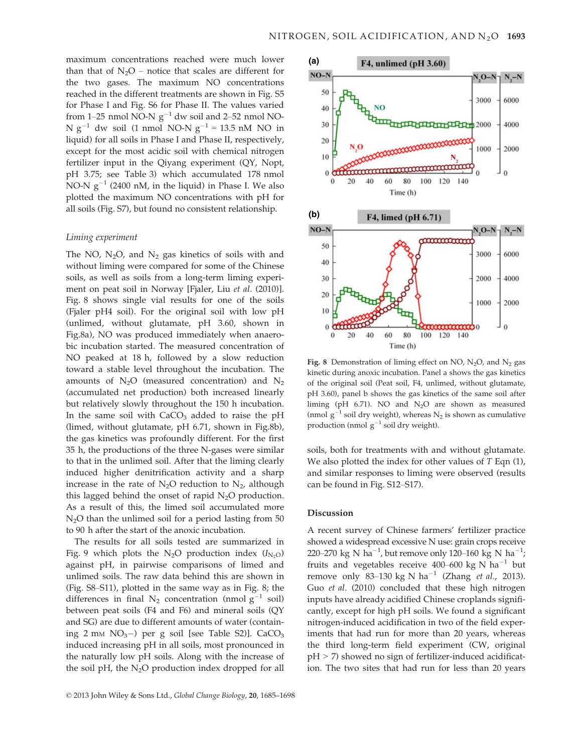maximum concentrations reached were much lower than that of $N_2O$ – notice that scales are different for the two gases. The maximum NO concentrations reached in the different treatments are shown in Fig. S5 for Phase I and Fig. S6 for Phase II. The values varied from 1–25 nmol NO-N $g^{-1}$ dw soil and 2–52 nmol NO-N $g^{-1}$ dw soil (1 nmol NO-N $g^{-1}$ = 13.5 nM NO in liquid) for all soils in Phase I and Phase II, respectively, except for the most acidic soil with chemical nitrogen fertilizer input in the Qiyang experiment (QY, Nopt, pH 3.75; see Table 3) which accumulated 178 nmol NO-N $g^{-1}$ (2400 nM, in the liquid) in Phase I. We also plotted the maximum NO concentrations with pH for all soils (Fig. S7), but found no consistent relationship.

### Liming experiment

The NO, $N_2O$, and $N_2$ gas kinetics of soils with and without liming were compared for some of the Chinese soils, as well as soils from a long-term liming experiment on peat soil in Norway [Fjaler, Liu *et al.* (2010)]. Fig. 8 shows single vial results for one of the soils (Fjaler pH4 soil). For the original soil with low pH (unlimed, without glutamate, pH 3.60, shown in Fig.8a), NO was produced immediately when anaerobic incubation started. The measured concentration of NO peaked at 18 h, followed by a slow reduction toward a stable level throughout the incubation. The amounts of $N_2O$ (measured concentration) and $N_2$ (accumulated net production) both increased linearly but relatively slowly throughout the 150 h incubation. In the same soil with $CaCO_3$ added to raise the pH (limed, without glutamate, pH 6.71, shown in Fig.8b), the gas kinetics was profoundly different. For the first 35 h, the productions of the three N-gases were similar to that in the unlimed soil. After that the liming clearly induced higher denitrification activity and a sharp increase in the rate of $N_2O$ reduction to $N_2$, although this lagged behind the onset of rapid $N_2O$ production. As a result of this, the limed soil accumulated more $N_2O$ than the unlimed soil for a period lasting from 50 to 90 h after the start of the anoxic incubation.

The results for all soils tested are summarized in Fig. 9 which plots the $N_2O$ production index ($I_{N_2O}$) against pH, in pairwise comparisons of limed and unlimed soils. The raw data behind this are shown in (Fig. S8–S11), plotted in the same way as in Fig. 8; the differences in final $N_2$ concentration (nmol $g^{-1}$ soil) between peat soils (F4 and F6) and mineral soils (QY and SG) are due to different amounts of water (containing 2 mM $NO_3^-$) per g soil [see Table S2)]. $CaCO_3$ induced increasing pH in all soils, most pronounced in the naturally low pH soils. Along with the increase of the soil pH, the $N_2O$ production index dropped for all soils, both for treatments with and without glutamate. We also plotted the index for other values of $T$ Eqn (1), and similar responses to liming were observed (results can be found in Fig. S12–S17).

**Fig. 8** Demonstration of liming effect on NO, $N_2O$, and $N_2$ gas kinetic during anoxic incubation. Panel a shows the gas kinetics of the original soil (Peat soil, F4, unlimed, without glutamate, pH 3.60), panel b shows the gas kinetics of the same soil after liming (pH 6.71). NO and $N_2O$ are shown as measured (nmol $g^{-1}$ soil dry weight), whereas $N_2$ is shown as cumulative production (nmol $g^{-1}$ soil dry weight).

## Discussion

A recent survey of Chinese farmers' fertilizer practice showed a widespread excessive N use: grain crops receive 220–270 kg N $ha^{-1}$, but remove only 120–160 kg N $ha^{-1}$; fruits and vegetables receive 400–600 kg N $ha^{-1}$ but remove only 83–130 kg N $ha^{-1}$ (Zhang *et al.*, 2013). Guo *et al.* (2010) concluded that these high nitrogen inputs have already acidified Chinese croplands significantly, except for high pH soils. We found a significant nitrogen-induced acidification in two of the field experiments that had run for more than 20 years, whereas the third long-term field experiment (CW, original pH > 7) showed no sign of fertilizer-induced acidification. The two sites that had run for less than 20 years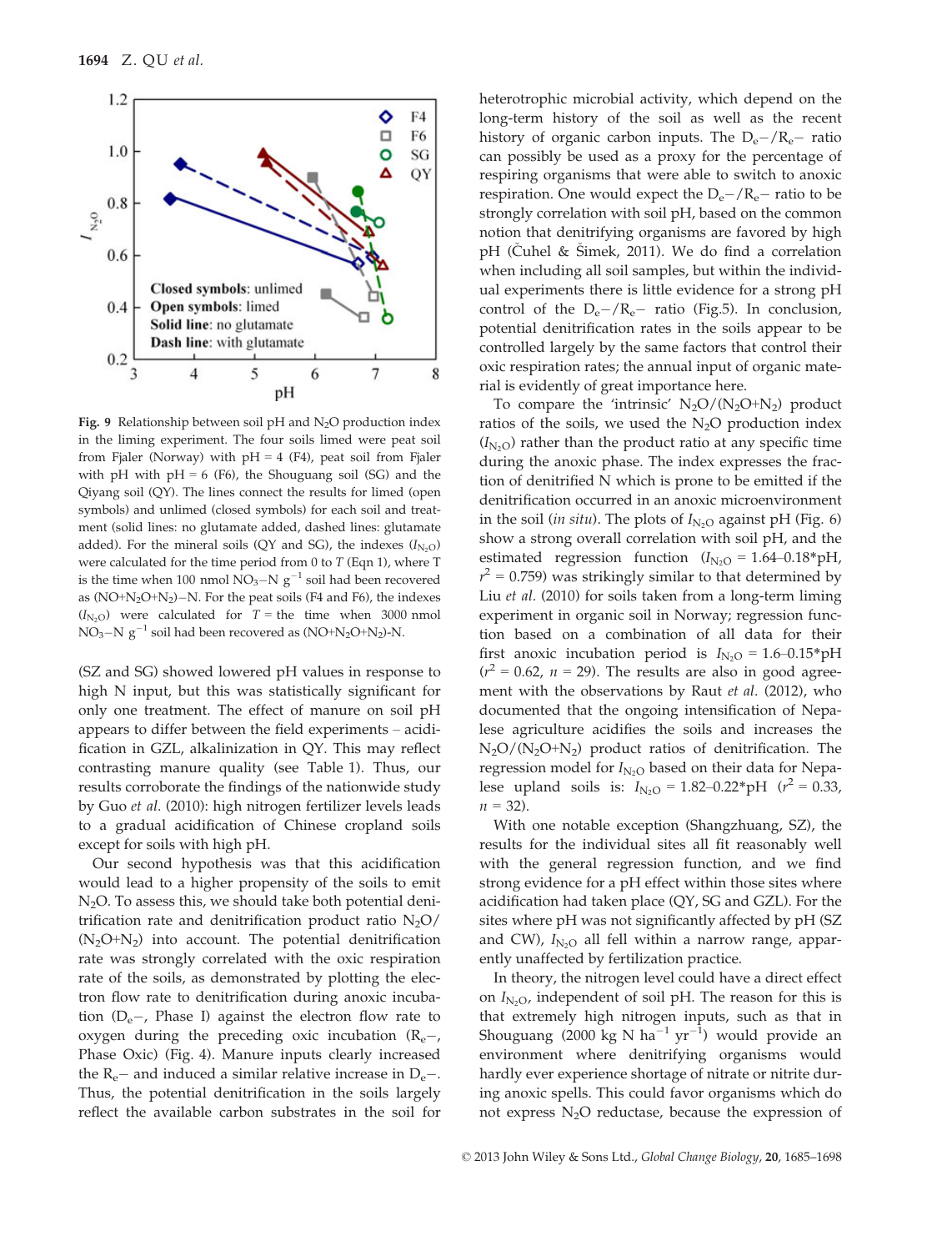Fig. 9 Relationship between soil pH and $N_2O$ production index in the liming experiment. The four soils limed were peat soil from Fjaler (Norway) with pH = 4 (F4), peat soil from Fjaler with pH = 6 (F6), the Shouguang soil (SG) and the Qiyang soil (QY). The lines connect the results for limed (open symbols) and unlimed (closed symbols) for each soil and treatment (solid lines: no glutamate added, dashed lines: glutamate added). For the mineral soils (QY and SG), the indexes ($I_{N_2O}$) were calculated for the time period from 0 to $T$ (Eqn 1), where T is the time when 100 nmol $NO_3$−N $g^{-1}$ soil had been recovered as ($NO+N_2O+N_2$)−N. For the peat soils (F4 and F6), the indexes ($I_{N_2O}$) were calculated for $T$ = the time when 3000 nmol $NO_3$−N $g^{-1}$ soil had been recovered as ($NO+N_2O+N_2$)-N.

(SZ and SG) showed lowered pH values in response to high N input, but this was statistically significant for only one treatment. The effect of manure on soil pH appears to differ between the field experiments – acidification in GZL, alkalinization in QY. This may reflect contrasting manure quality (see Table 1). Thus, our results corroborate the findings of the nationwide study by Guo *et al.* (2010): high nitrogen fertilizer levels leads to a gradual acidification of Chinese cropland soils except for soils with high pH.

Our second hypothesis was that this acidification would lead to a higher propensity of the soils to emit $N_2O$. To assess this, we should take both potential denitrification rate and denitrification product ratio $N_2O/(N_2O+N_2)$ into account. The potential denitrification rate was strongly correlated with the oxic respiration rate of the soils, as demonstrated by plotting the electron flow rate to denitrification during anoxic incubation ($D_e-$, Phase I) against the electron flow rate to oxygen during the preceding oxic incubation ($R_e-$, Phase Oxic) (Fig. 4). Manure inputs clearly increased the $R_e-$ and induced a similar relative increase in $D_e-$. Thus, the potential denitrification in the soils largely reflect the available carbon substrates in the soil for heterotrophic microbial activity, which depend on the long-term history of the soil as well as the recent history of organic carbon inputs. The $D_e-/R_e-$ ratio can possibly be used as a proxy for the percentage of respiring organisms that were able to switch to anoxic respiration. One would expect the $D_e-/R_e-$ ratio to be strongly correlation with soil pH, based on the common notion that denitrifying organisms are favored by high pH (Čuhel & Šimek, 2011). We do find a correlation when including all soil samples, but within the individual experiments there is little evidence for a strong pH control of the $D_e-/R_e-$ ratio (Fig.5). In conclusion, potential denitrification rates in the soils appear to be controlled largely by the same factors that control their oxic respiration rates; the annual input of organic material is evidently of great importance here.

To compare the 'intrinsic' $N_2O/(N_2O+N_2)$ product ratios of the soils, we used the $N_2O$ production index ($I_{N_2O}$) rather than the product ratio at any specific time during the anoxic phase. The index expresses the fraction of denitrified N which is prone to be emitted if the denitrification occurred in an anoxic microenvironment in the soil (*in situ*). The plots of $I_{N_2O}$ against pH (Fig. 6) show a strong overall correlation with soil pH, and the estimated regression function ($I_{N_2O}$ = 1.64–0.18*pH, $r^2$ = 0.759) was strikingly similar to that determined by Liu *et al.* (2010) for soils taken from a long-term liming experiment in organic soil in Norway; regression function based on a combination of all data for their first anoxic incubation period is $I_{N_2O}$ = 1.6–0.15*pH ($r^2$ = 0.62, $n$ = 29). The results are also in good agreement with the observations by Raut *et al.* (2012), who documented that the ongoing intensification of Nepalese agriculture acidifies the soils and increases the $N_2O/(N_2O+N_2)$ product ratios of denitrification. The regression model for $I_{N_2O}$ based on their data for Nepalese upland soils is: $I_{N_2O}$ = 1.82–0.22*pH ($r^2$ = 0.33, $n$ = 32).

With one notable exception (Shangzhuang, SZ), the results for the individual sites all fit reasonably well with the general regression function, and we find strong evidence for a pH effect within those sites where acidification had taken place (QY, SG and GZL). For the sites where pH was not significantly affected by pH (SZ and CW), $I_{N_2O}$ all fell within a narrow range, apparently unaffected by fertilization practice.

In theory, the nitrogen level could have a direct effect on $I_{N_2O}$, independent of soil pH. The reason for this is that extremely high nitrogen inputs, such as that in Shouguang (2000 kg N $ha^{-1}$ $yr^{-1}$) would provide an environment where denitrifying organisms would hardly ever experience shortage of nitrate or nitrite during anoxic spells. This could favor organisms which do not express $N_2O$ reductase, because the expression of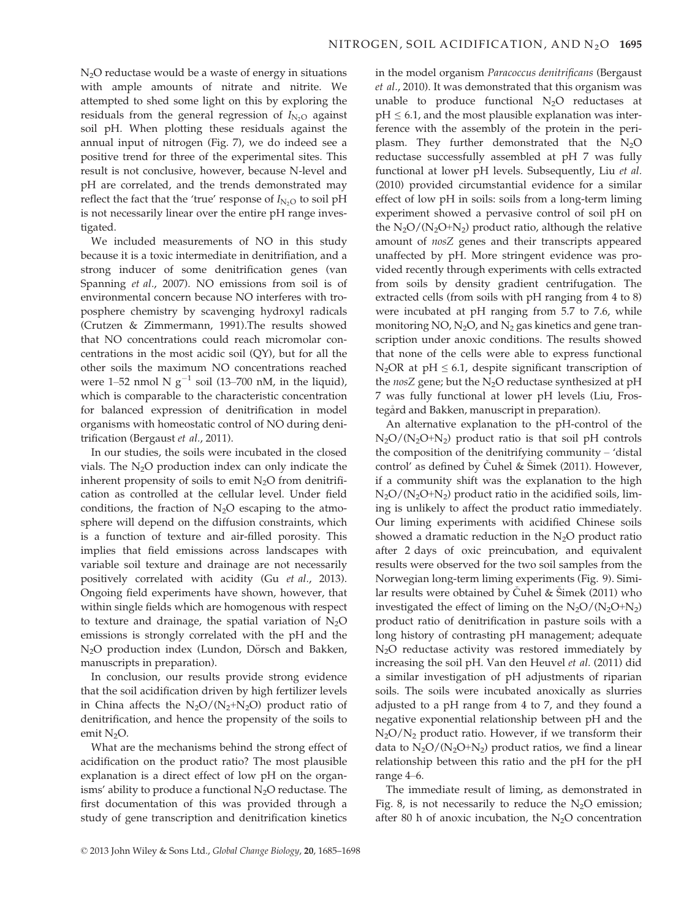$N_2O$ reductase would be a waste of energy in situations with ample amounts of nitrate and nitrite. We attempted to shed some light on this by exploring the residuals from the general regression of $I_{N_2O}$ against soil pH. When plotting these residuals against the annual input of nitrogen (Fig. 7), we do indeed see a positive trend for three of the experimental sites. This result is not conclusive, however, because N-level and pH are correlated, and the trends demonstrated may reflect the fact that the 'true' response of $I_{N_2O}$ to soil pH is not necessarily linear over the entire pH range investigated.

We included measurements of NO in this study because it is a toxic intermediate in denitrifiation, and a strong inducer of some denitrification genes (van Spanning *et al*., 2007). NO emissions from soil is of environmental concern because NO interferes with troposphere chemistry by scavenging hydroxyl radicals (Crutzen & Zimmermann, 1991).The results showed that NO concentrations could reach micromolar concentrations in the most acidic soil (QY), but for all the other soils the maximum NO concentrations reached were 1–52 nmol N $g^{-1}$ soil (13–700 nM, in the liquid), which is comparable to the characteristic concentration for balanced expression of denitrification in model organisms with homeostatic control of NO during denitrification (Bergaust *et al*., 2011).

In our studies, the soils were incubated in the closed vials. The $N_2O$ production index can only indicate the inherent propensity of soils to emit $N_2O$ from denitrification as controlled at the cellular level. Under field conditions, the fraction of $N_2O$ escaping to the atmosphere will depend on the diffusion constraints, which is a function of texture and air-filled porosity. This implies that field emissions across landscapes with variable soil texture and drainage are not necessarily positively correlated with acidity (Gu *et al*., 2013). Ongoing field experiments have shown, however, that within single fields which are homogenous with respect to texture and drainage, the spatial variation of $N_2O$ emissions is strongly correlated with the pH and the $N_2O$ production index (Lundon, Dörsch and Bakken, manuscripts in preparation).

In conclusion, our results provide strong evidence that the soil acidification driven by high fertilizer levels in China affects the $N_2O/(N_2+N_2O)$ product ratio of denitrification, and hence the propensity of the soils to emit $N_2O$.

What are the mechanisms behind the strong effect of acidification on the product ratio? The most plausible explanation is a direct effect of low pH on the organisms' ability to produce a functional $N_2O$ reductase. The first documentation of this was provided through a study of gene transcription and denitrification kinetics in the model organism *Paracoccus denitrificans* (Bergaust *et al*., 2010). It was demonstrated that this organism was unable to produce functional $N_2O$ reductases at pH ≤ 6.1, and the most plausible explanation was interference with the assembly of the protein in the periplasm. They further demonstrated that the $N_2O$ reductase successfully assembled at pH 7 was fully functional at lower pH levels. Subsequently, Liu *et al*. (2010) provided circumstantial evidence for a similar effect of low pH in soils: soils from a long-term liming experiment showed a pervasive control of soil pH on the $N_2O/(N_2O+N_2)$ product ratio, although the relative amount of *nosZ* genes and their transcripts appeared unaffected by pH. More stringent evidence was provided recently through experiments with cells extracted from soils by density gradient centrifugation. The extracted cells (from soils with pH ranging from 4 to 8) were incubated at pH ranging from 5.7 to 7.6, while monitoring NO, $N_2O$, and $N_2$ gas kinetics and gene transcription under anoxic conditions. The results showed that none of the cells were able to express functional $N_2OR$ at pH ≤ 6.1, despite significant transcription of the *nosZ* gene; but the $N_2O$ reductase synthesized at pH 7 was fully functional at lower pH levels (Liu, Frostegård and Bakken, manuscript in preparation).

An alternative explanation to the pH-control of the $N_2O/(N_2O+N_2)$ product ratio is that soil pH controls the composition of the denitrifying community – 'distal control' as defined by Čuhel & Šimek (2011). However, if a community shift was the explanation to the high $N_2O/(N_2O+N_2)$ product ratio in the acidified soils, liming is unlikely to affect the product ratio immediately. Our liming experiments with acidified Chinese soils showed a dramatic reduction in the $N_2O$ product ratio after 2 days of oxic preincubation, and equivalent results were observed for the two soil samples from the Norwegian long-term liming experiments (Fig. 9). Similar results were obtained by Čuhel & Šimek (2011) who investigated the effect of liming on the $N_2O/(N_2O+N_2)$ product ratio of denitrification in pasture soils with a long history of contrasting pH management; adequate $N_2O$ reductase activity was restored immediately by increasing the soil pH. Van den Heuvel *et al*. (2011) did a similar investigation of pH adjustments of riparian soils. The soils were incubated anoxically as slurries adjusted to a pH range from 4 to 7, and they found a negative exponential relationship between pH and the $N_2O/N_2$ product ratio. However, if we transform their data to $N_2O/(N_2O+N_2)$ product ratios, we find a linear relationship between this ratio and the pH for the pH range 4–6.

The immediate result of liming, as demonstrated in Fig. 8, is not necessarily to reduce the $N_2O$ emission; after 80 h of anoxic incubation, the $N_2O$ concentration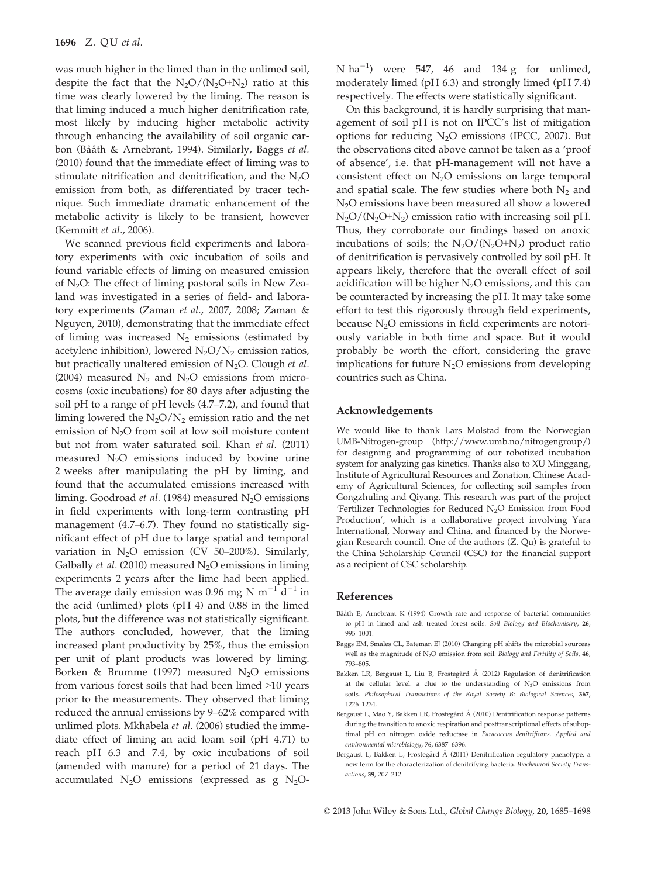was much higher in the limed than in the unlimed soil, despite the fact that the $N_2O/(N_2O+N_2)$ ratio at this time was clearly lowered by the liming. The reason is that liming induced a much higher denitrification rate, most likely by inducing higher metabolic activity through enhancing the availability of soil organic carbon (Bååth & Arnebrant, 1994). Similarly, Baggs *et al.* (2010) found that the immediate effect of liming was to stimulate nitrification and denitrification, and the $N_2O$ emission from both, as differentiated by tracer technique. Such immediate dramatic enhancement of the metabolic activity is likely to be transient, however (Kemmitt *et al.*, 2006).

We scanned previous field experiments and laboratory experiments with oxic incubation of soils and found variable effects of liming on measured emission of $N_2O$: The effect of liming pastoral soils in New Zealand was investigated in a series of field- and laboratory experiments (Zaman *et al.*, 2007, 2008; Zaman & Nguyen, 2010), demonstrating that the immediate effect of liming was increased $N_2$ emissions (estimated by acetylene inhibition), lowered $N_2O/N_2$ emission ratios, but practically unaltered emission of $N_2O$. Clough *et al.* (2004) measured $N_2$ and $N_2O$ emissions from microcosms (oxic incubations) for 80 days after adjusting the soil pH to a range of pH levels (4.7–7.2), and found that liming lowered the $N_2O/N_2$ emission ratio and the net emission of $N_2O$ from soil at low soil moisture content but not from water saturated soil. Khan *et al.* (2011) measured $N_2O$ emissions induced by bovine urine 2 weeks after manipulating the pH by liming, and found that the accumulated emissions increased with liming. Goodroad *et al.* (1984) measured $N_2O$ emissions in field experiments with long-term contrasting pH management (4.7–6.7). They found no statistically significant effect of pH due to large spatial and temporal variation in $N_2O$ emission (CV 50–200%). Similarly, Galbally *et al.* (2010) measured $N_2O$ emissions in liming experiments 2 years after the lime had been applied. The average daily emission was 0.96 mg N $m^{-1}$ $d^{-1}$ in the acid (unlimed) plots (pH 4) and 0.88 in the limed plots, but the difference was not statistically significant. The authors concluded, however, that the liming increased plant productivity by 25%, thus the emission per unit of plant products was lowered by liming. Borken & Brumme (1997) measured $N_2O$ emissions from various forest soils that had been limed >10 years prior to the measurements. They observed that liming reduced the annual emissions by 9–62% compared with unlimed plots. Mkhabela *et al.* (2006) studied the immediate effect of liming an acid loam soil (pH 4.71) to reach pH 6.3 and 7.4, by oxic incubations of soil (amended with manure) for a period of 21 days. The accumulated $N_2O$ emissions (expressed as g $N_2O$-N $ha^{-1}$) were 547, 46 and 134 g for unlimed, moderately limed (pH 6.3) and strongly limed (pH 7.4) respectively. The effects were statistically significant.

On this background, it is hardly surprising that management of soil pH is not on IPCC's list of mitigation options for reducing $N_2O$ emissions (IPCC, 2007). But the observations cited above cannot be taken as a 'proof of absence', i.e. that pH-management will not have a consistent effect on $N_2O$ emissions on large temporal and spatial scale. The few studies where both $N_2$ and $N_2O$ emissions have been measured all show a lowered $N_2O/(N_2O+N_2)$ emission ratio with increasing soil pH. Thus, they corroborate our findings based on anoxic incubations of soils; the $N_2O/(N_2O+N_2)$ product ratio of denitrification is pervasively controlled by soil pH. It appears likely, therefore that the overall effect of soil acidification will be higher $N_2O$ emissions, and this can be counteracted by increasing the pH. It may take some effort to test this rigorously through field experiments, because $N_2O$ emissions in field experiments are notoriously variable in both time and space. But it would probably be worth the effort, considering the grave implications for future $N_2O$ emissions from developing countries such as China.

## Acknowledgements

We would like to thank Lars Molstad from the Norwegian UMB-Nitrogen-group (http://www.umb.no/nitrogengroup/) for designing and programming of our robotized incubation system for analyzing gas kinetics. Thanks also to XU Minggang, Institute of Agricultural Resources and Zonation, Chinese Academy of Agricultural Sciences, for collecting soil samples from Gongzhuling and Qiyang. This research was part of the project 'Fertilizer Technologies for Reduced $N_2O$ Emission from Food Production', which is a collaborative project involving Yara International, Norway and China, and financed by the Norwegian Research council. One of the authors (Z. Qu) is grateful to the China Scholarship Council (CSC) for the financial support as a recipient of CSC scholarship.

## References

Bååth E, Arnebrant K (1994) Growth rate and response of bacterial communities to pH in limed and ash treated forest soils. *Soil Biology and Biochemistry*, **26**, 995–1001.

Baggs EM, Smales CL, Bateman EJ (2010) Changing pH shifts the microbial sourceas well as the magnitude of $N_2O$ emission from soil. *Biology and Fertility of Soils*, **46**, 793–805.

Bakken LR, Bergaust L, Liu B, Frostegård Å (2012) Regulation of denitrification at the cellular level: a clue to the understanding of $N_2O$ emissions from soils. *Philosophical Transactions of the Royal Society B: Biological Sciences*, **367**, 1226–1234.

Bergaust L, Mao Y, Bakken LR, Frostegård Å (2010) Denitrification response patterns during the transition to anoxic respiration and posttranscriptional effects of suboptimal pH on nitrogen oxide reductase in *Paracoccus denitrificans*. *Applied and environmental microbiology*, **76**, 6387–6396.

Bergaust L, Bakken L, Frostegård Å (2011) Denitrification regulatory phenotype, a new term for the characterization of denitrifying bacteria. *Biochemical Society Transactions*, **39**, 207–212.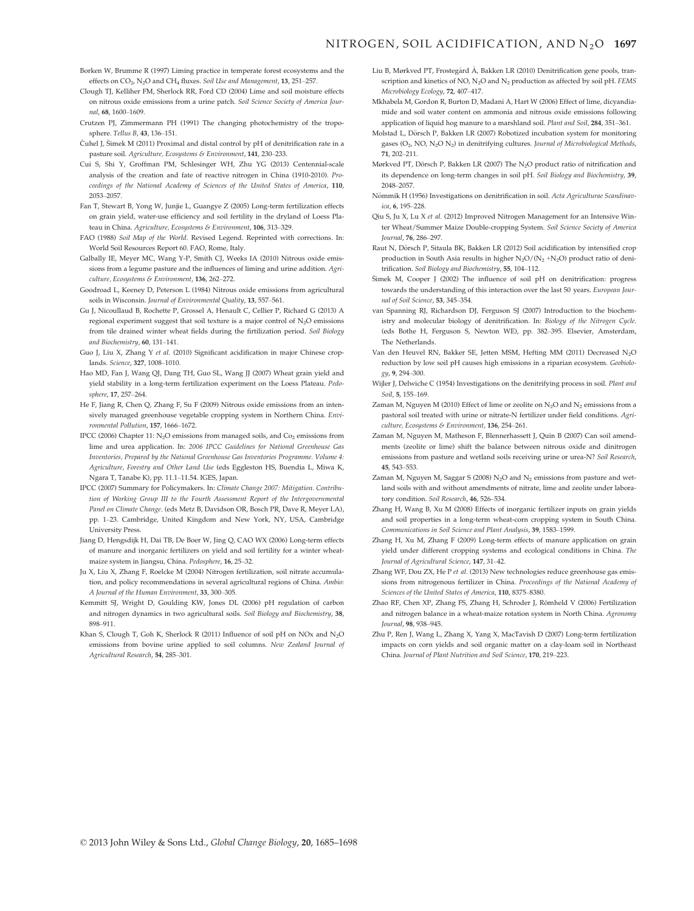Borken W, Brumme R (1997) Liming practice in temperate forest ecosystems and the effects on $CO_2$, $N_2O$ and $CH_4$ fluxes. *Soil Use and Management*, **13**, 251–257.

Clough TJ, Kelliher FM, Sherlock RR, Ford CD (2004) Lime and soil moisture effects on nitrous oxide emissions from a urine patch. *Soil Science Society of America Journal*, **68**, 1600–1609.

Crutzen PJ, Zimmermann PH (1991) The changing photochemistry of the troposphere. *Tellus B*, **43**, 136–151.

Čuhel J, Šimek M (2011) Proximal and distal control by pH of denitrification rate in a pasture soil. *Agriculture, Ecosystems & Environment*, **141**, 230–233.

Cui S, Shi Y, Groffman PM, Schlesinger WH, Zhu YG (2013) Centennial-scale analysis of the creation and fate of reactive nitrogen in China (1910-2010). *Proceedings of the National Academy of Sciences of the United States of America*, **110**, 2053–2057.

Fan T, Stewart B, Yong W, Junjie L, Guangye Z (2005) Long-term fertilization effects on grain yield, water-use efficiency and soil fertility in the dryland of Loess Plateau in China. *Agriculture, Ecosystems & Environment*, **106**, 313–329.

FAO (1988) *Soil Map of the World*. Revised Legend. Reprinted with corrections. In: World Soil Resources Report 60. FAO, Rome, Italy.

Galbally IE, Meyer MC, Wang Y-P, Smith CJ, Weeks IA (2010) Nitrous oxide emissions from a legume pasture and the influences of liming and urine addition. *Agriculture, Ecosystems & Environment*, **136**, 262–272.

Goodroad L, Keeney D, Peterson L (1984) Nitrous oxide emissions from agricultural soils in Wisconsin. *Journal of Environmental Quality*, **13**, 557–561.

Gu J, Nicoullaud B, Rochette P, Grossel A, Henault C, Cellier P, Richard G (2013) A regional experiment suggest that soil texture is a major control of $N_2O$ emissions from tile drained winter wheat fields during the firtilization period. *Soil Biology and Biochemistry*, **60**, 131–141.

Guo J, Liu X, Zhang Y *et al.* (2010) Significant acidification in major Chinese croplands. *Science*, **327**, 1008–1010.

Hao MD, Fan J, Wang QJ, Dang TH, Guo SL, Wang JJ (2007) Wheat grain yield and yield stability in a long-term fertilization experiment on the Loess Plateau. *Pedosphere*, **17**, 257–264.

He F, Jiang R, Chen Q, Zhang F, Su F (2009) Nitrous oxide emissions from an intensively managed greenhouse vegetable cropping system in Northern China. *Environmental Pollution*, **157**, 1666–1672.

IPCC (2006) Chapter 11: $N_2O$ emissions from managed soils, and $Co_2$ emissions from lime and urea application. In: *2006 IPCC Guidelines for National Greenhouse Gas Inventories, Prepared by the National Greenhouse Gas Inventories Programme. Volume 4: Agriculture, Forestry and Other Land Use* (eds Eggleston HS, Buendia L, Miwa K, Ngara T, Tanabe K), pp. 11.1–11.54. IGES, Japan.

IPCC (2007) Summary for Policymakers. In: *Climate Change 2007: Mitigation. Contribution of Working Group III to the Fourth Assessment Report of the Intergovernmental Panel on Climate Change*. (eds Metz B, Davidson OR, Bosch PR, Dave R, Meyer LA), pp. 1–23. Cambridge, United Kingdom and New York, NY, USA, Cambridge University Press.

Jiang D, Hengsdijk H, Dai TB, De Boer W, Jing Q, CAO WX (2006) Long-term effects of manure and inorganic fertilizers on yield and soil fertility for a winter wheat-maize system in Jiangsu, China. *Pedosphere*, **16**, 25–32.

Ju X, Liu X, Zhang F, Roelcke M (2004) Nitrogen fertilization, soil nitrate accumulation, and policy recommendations in several agricultural regions of China. *Ambio: A Journal of the Human Environment*, **33**, 300–305.

Kemmitt SJ, Wright D, Goulding KW, Jones DL (2006) pH regulation of carbon and nitrogen dynamics in two agricultural soils. *Soil Biology and Biochemistry*, **38**, 898–911.

Khan S, Clough T, Goh K, Sherlock R (2011) Influence of soil pH on NOx and $N_2O$ emissions from bovine urine applied to soil columns. *New Zealand Journal of Agricultural Research*, **54**, 285–301.

Liu B, Mørkved PT, Frostegård Å, Bakken LR (2010) Denitrification gene pools, transcription and kinetics of NO, $N_2O$ and $N_2$ production as affected by soil pH. *FEMS Microbiology Ecology*, **72**, 407–417.

Mkhabela M, Gordon R, Burton D, Madani A, Hart W (2006) Effect of lime, dicyandiamide and soil water content on ammonia and nitrous oxide emissions following application of liquid hog manure to a marshland soil. *Plant and Soil*, **284**, 351–361.

Molstad L, Dörsch P, Bakken LR (2007) Robotized incubation system for monitoring gases ($O_2$, NO, $N_2O$ $N_2$) in denitrifying cultures. *Journal of Microbiological Methods*, **71**, 202–211.

Mørkved PT, Dörsch P, Bakken LR (2007) The $N_2O$ product ratio of nitrification and its dependence on long-term changes in soil pH. *Soil Biology and Biochemistry*, **39**, 2048–2057.

Nõmmik H (1956) Investigations on denitrification in soil. *Acta Agriculturae Scandinavica*, **6**, 195–228.

Qiu S, Ju X, Lu X *et al.* (2012) Improved Nitrogen Management for an Intensive Winter Wheat/Summer Maize Double-cropping System. *Soil Science Society of America Journal*, **76**, 286–297.

Raut N, Dörsch P, Sitaula BK, Bakken LR (2012) Soil acidification by intensified crop production in South Asia results in higher $N_2O/(N_2+N_2O)$ product ratio of denitrification. *Soil Biology and Biochemistry*, **55**, 104–112.

Šimek M, Cooper J (2002) The influence of soil pH on denitrification: progress towards the understanding of this interaction over the last 50 years. *European Journal of Soil Science*, **53**, 345–354.

van Spanning RJ, Richardson DJ, Ferguson SJ (2007) Introduction to the biochemistry and molecular biology of denitrification. In: *Biology of the Nitrogen Cycle*. (eds Bothe H, Ferguson S, Newton WE), pp. 382–395. Elsevier, Amsterdam, The Netherlands.

Van den Heuvel RN, Bakker SE, Jetten MSM, Hefting MM (2011) Decreased $N_2O$ reduction by low soil pH causes high emissions in a riparian ecosystem. *Geobiology*, **9**, 294–300.

Wijler J, Delwiche C (1954) Investigations on the denitrifying process in soil. *Plant and Soil*, **5**, 155–169.

Zaman M, Nguyen M (2010) Effect of lime or zeolite on $N_2O$ and $N_2$ emissions from a pastoral soil treated with urine or nitrate-N fertilizer under field conditions. *Agriculture, Ecosystems & Environment*, **136**, 254–261.

Zaman M, Nguyen M, Matheson F, Blennerhassett J, Quin B (2007) Can soil amendments (zeolite or lime) shift the balance between nitrous oxide and dinitrogen emissions from pasture and wetland soils receiving urine or urea-N? *Soil Research*, **45**, 543–553.

Zaman M, Nguyen M, Saggar S (2008) $N_2O$ and $N_2$ emissions from pasture and wetland soils with and without amendments of nitrate, lime and zeolite under laboratory condition. *Soil Research*, **46**, 526–534.

Zhang H, Wang B, Xu M (2008) Effects of inorganic fertilizer inputs on grain yields and soil properties in a long-term wheat-corn cropping system in South China. *Communications in Soil Science and Plant Analysis*, **39**, 1583–1599.

Zhang H, Xu M, Zhang F (2009) Long-term effects of manure application on grain yield under different cropping systems and ecological conditions in China. *The Journal of Agricultural Science*, **147**, 31–42.

Zhang WF, Dou ZX, He P *et al.* (2013) New technologies reduce greenhouse gas emissions from nitrogenous fertilizer in China. *Proceedings of the National Academy of Sciences of the United States of America*, **110**, 8375–8380.

Zhao RF, Chen XP, Zhang FS, Zhang H, Schroder J, Römheld V (2006) Fertilization and nitrogen balance in a wheat-maize rotation system in North China. *Agronomy Journal*, **98**, 938–945.

Zhu P, Ren J, Wang L, Zhang X, Yang X, MacTavish D (2007) Long-term fertilization impacts on corn yields and soil organic matter on a clay-loam soil in Northeast China. *Journal of Plant Nutrition and Soil Science*, **170**, 219–223.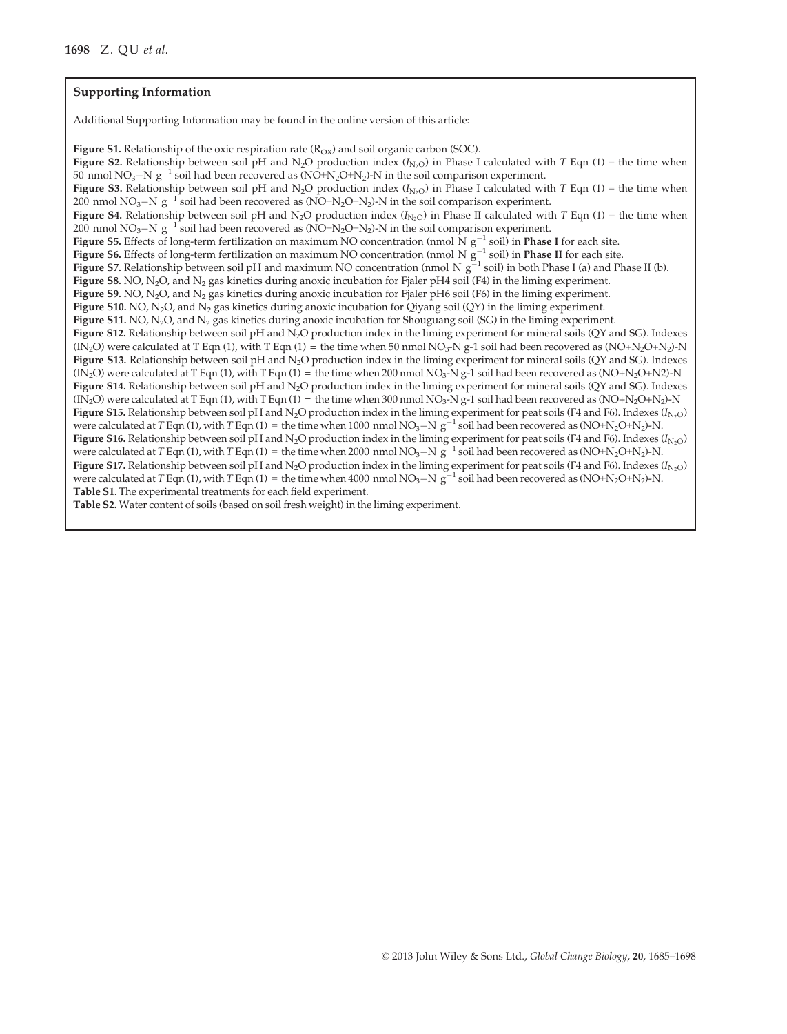## Supporting Information

Additional Supporting Information may be found in the online version of this article:

**Figure S1.** Relationship of the oxic respiration rate ($R_{OX}$) and soil organic carbon (SOC).

**Figure S2.** Relationship between soil pH and $N_2O$ production index ($I_{N_2O}$) in Phase I calculated with *T* Eqn (1) = the time when 50 nmol $NO_3{-}N$ $g^{-1}$ soil had been recovered as ($NO$+$N_2O$+$N_2$)-N in the soil comparison experiment.

**Figure S3.** Relationship between soil pH and $N_2O$ production index ($I_{N_2O}$) in Phase I calculated with *T* Eqn (1) = the time when 200 nmol $NO_3{-}N$ $g^{-1}$ soil had been recovered as ($NO$+$N_2O$+$N_2$)-N in the soil comparison experiment.

**Figure S4.** Relationship between soil pH and $N_2O$ production index ($I_{N_2O}$) in Phase II calculated with *T* Eqn (1) = the time when 200 nmol $NO_3{-}N$ $g^{-1}$ soil had been recovered as ($NO$+$N_2O$+$N_2$)-N in the soil comparison experiment.

**Figure S5.** Effects of long-term fertilization on maximum NO concentration (nmol N $g^{-1}$ soil) in **Phase I** for each site.

**Figure S6.** Effects of long-term fertilization on maximum NO concentration (nmol N $g^{-1}$ soil) in **Phase II** for each site.

**Figure S7.** Relationship between soil pH and maximum NO concentration (nmol N $g^{-1}$ soil) in both Phase I (a) and Phase II (b).

**Figure S8.** NO, $N_2O$, and $N_2$ gas kinetics during anoxic incubation for Fjaler pH4 soil (F4) in the liming experiment.

**Figure S9.** NO, $N_2O$, and $N_2$ gas kinetics during anoxic incubation for Fjaler pH6 soil (F6) in the liming experiment.

**Figure S10.** NO, $N_2O$, and $N_2$ gas kinetics during anoxic incubation for Qiyang soil (QY) in the liming experiment.

**Figure S11.** NO, $N_2O$, and $N_2$ gas kinetics during anoxic incubation for Shouguang soil (SG) in the liming experiment.

**Figure S12.** Relationship between soil pH and $N_2O$ production index in the liming experiment for mineral soils (QY and SG). Indexes ($IN_2O$) were calculated at T Eqn (1), with T Eqn (1) = the time when 50 nmol $NO_3$-N g-1 soil had been recovered as ($NO$+$N_2O$+$N_2$)-N

**Figure S13.** Relationship between soil pH and $N_2O$ production index in the liming experiment for mineral soils (QY and SG). Indexes ($IN_2O$) were calculated at T Eqn (1), with T Eqn (1) = the time when 200 nmol $NO_3$-N g-1 soil had been recovered as ($NO$+$N_2O$+N2)-N

**Figure S14.** Relationship between soil pH and $N_2O$ production index in the liming experiment for mineral soils (QY and SG). Indexes ($IN_2O$) were calculated at T Eqn (1), with T Eqn (1) = the time when 300 nmol $NO_3$-N g-1 soil had been recovered as ($NO$+$N_2O$+$N_2$)-N

**Figure S15.** Relationship between soil pH and $N_2O$ production index in the liming experiment for peat soils (F4 and F6). Indexes ($I_{N_2O}$) were calculated at *T* Eqn (1), with *T* Eqn (1) = the time when 1000 nmol $NO_3{-}N$ $g^{-1}$ soil had been recovered as ($NO$+$N_2O$+$N_2$)-N.

**Figure S16.** Relationship between soil pH and $N_2O$ production index in the liming experiment for peat soils (F4 and F6). Indexes ($I_{N_2O}$) were calculated at *T* Eqn (1), with *T* Eqn (1) = the time when 2000 nmol $NO_3{-}N$ $g^{-1}$ soil had been recovered as ($NO$+$N_2O$+$N_2$)-N.

**Figure S17.** Relationship between soil pH and $N_2O$ production index in the liming experiment for peat soils (F4 and F6). Indexes ($I_{N_2O}$) were calculated at *T* Eqn (1), with *T* Eqn (1) = the time when 4000 nmol $NO_3{-}N$ $g^{-1}$ soil had been recovered as ($NO$+$N_2O$+$N_2$)-N.

**Table S1**. The experimental treatments for each field experiment.

**Table S2.** Water content of soils (based on soil fresh weight) in the liming experiment.